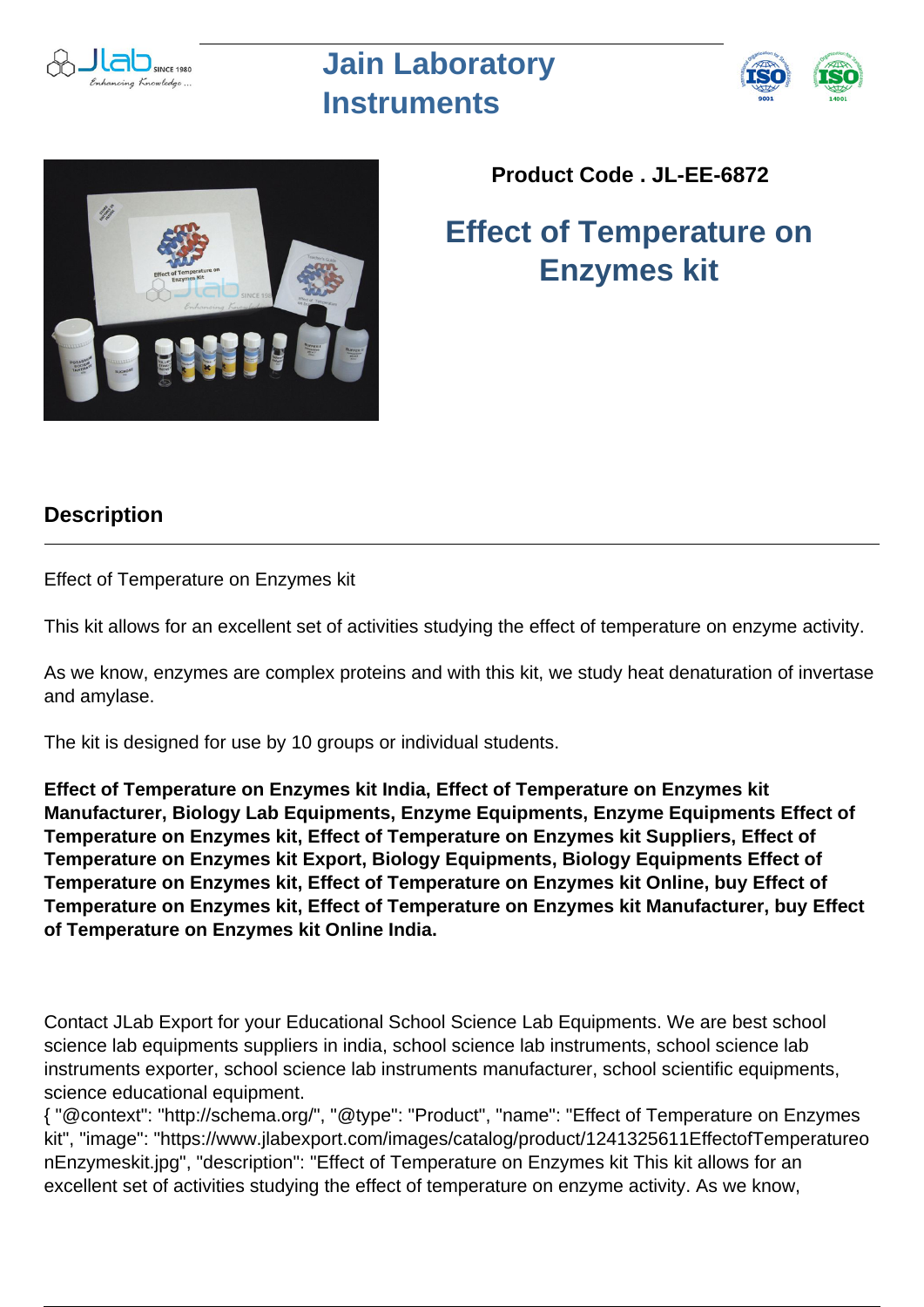# Jain Laboratory Instruments

**Product Code . JL-EE-6872**

## Effect of Temperature on Enzymes kit

### Description

Effect of Temperature on Enzymes kit

This kit allows for an excellent set of activities studying the effect of temperature on enzyme activity.

As we know, enzymes are complex proteins and with this kit, we study heat denaturation of invertase and amylase.

The kit is designed for use by 10 groups or individual students.

**Effect of Temperature on Enzymes kit India, Effect of Temperature on Enzymes kit Manufacturer, Biology Lab Equipments, Enzyme Equipments, Enzyme Equipments Effect of Temperature on Enzymes kit, Effect of Temperature on Enzymes kit Suppliers, Effect of Temperature on Enzymes kit Export, Biology Equipments, Biology Equipments Effect of Temperature on Enzymes kit, Effect of Temperature on Enzymes kit Online, buy Effect of Temperature on Enzymes kit, Effect of Temperature on Enzymes kit Manufacturer, buy Effect of Temperature on Enzymes kit Online India.**

Contact JLab Export for your Educational School Science Lab Equipments. We are best school science lab equipments suppliers in india, school science lab instruments, school science lab instruments exporter, school science lab instruments manufacturer, school scientific equipments, science educational equipment.
{ "@context": "http://schema.org/", "@type": "Product", "name": "Effect of Temperature on Enzymes kit", "image": "https://www.jlabexport.com/images/catalog/product/1241325611EffectofTemperatureonEnzymeskit.jpg", "description": "Effect of Temperature on Enzymes kit This kit allows for an excellent set of activities studying the effect of temperature on enzyme activity. As we know,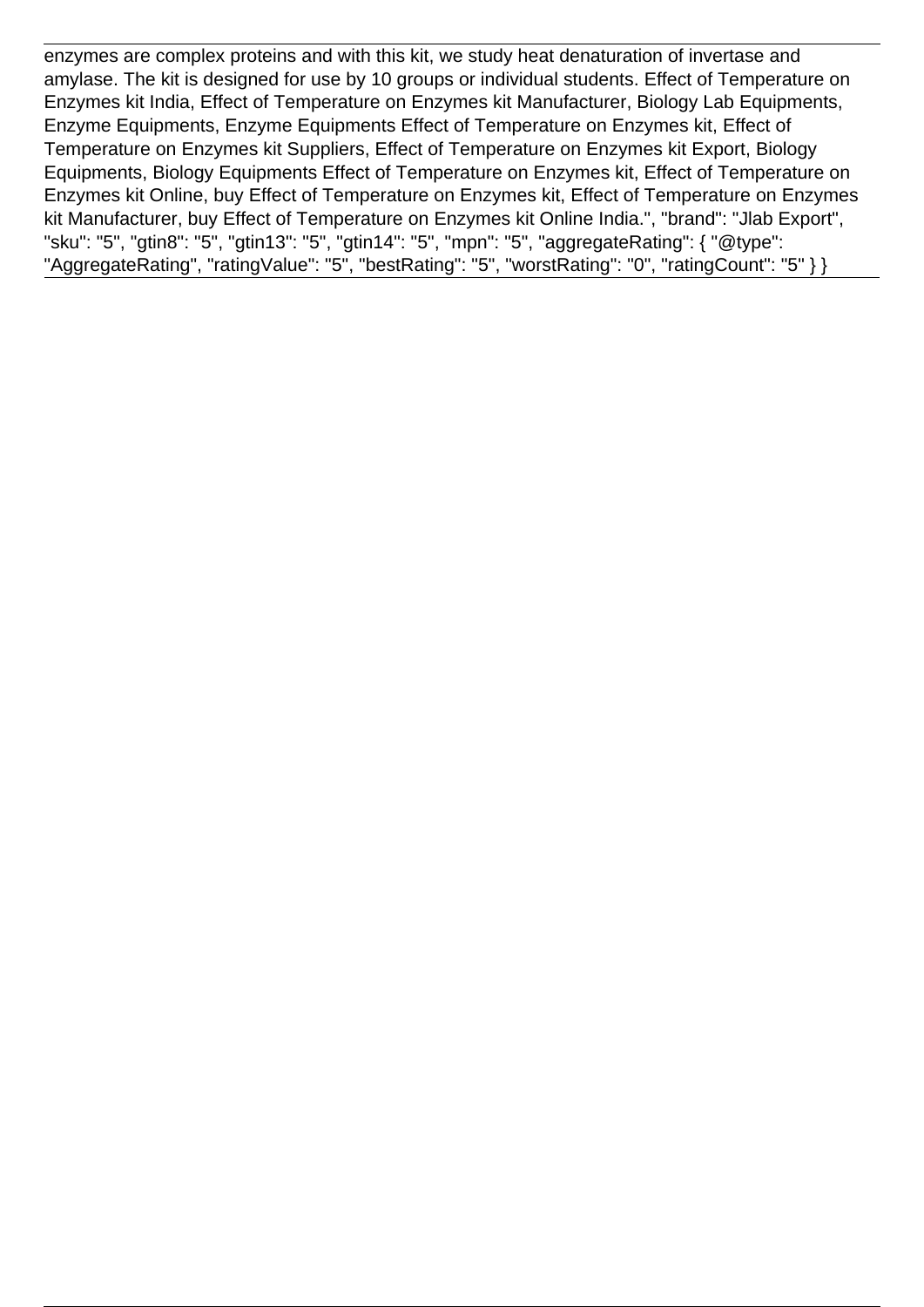enzymes are complex proteins and with this kit, we study heat denaturation of invertase and amylase. The kit is designed for use by 10 groups or individual students. Effect of Temperature on Enzymes kit India, Effect of Temperature on Enzymes kit Manufacturer, Biology Lab Equipments, Enzyme Equipments, Enzyme Equipments Effect of Temperature on Enzymes kit, Effect of Temperature on Enzymes kit Suppliers, Effect of Temperature on Enzymes kit Export, Biology Equipments, Biology Equipments Effect of Temperature on Enzymes kit, Effect of Temperature on Enzymes kit Online, buy Effect of Temperature on Enzymes kit, Effect of Temperature on Enzymes kit Manufacturer, buy Effect of Temperature on Enzymes kit Online India.", "brand": "Jlab Export", "sku": "5", "gtin8": "5", "gtin13": "5", "gtin14": "5", "mpn": "5", "aggregateRating": { "@type": "AggregateRating", "ratingValue": "5", "bestRating": "5", "worstRating": "0", "ratingCount": "5" } }